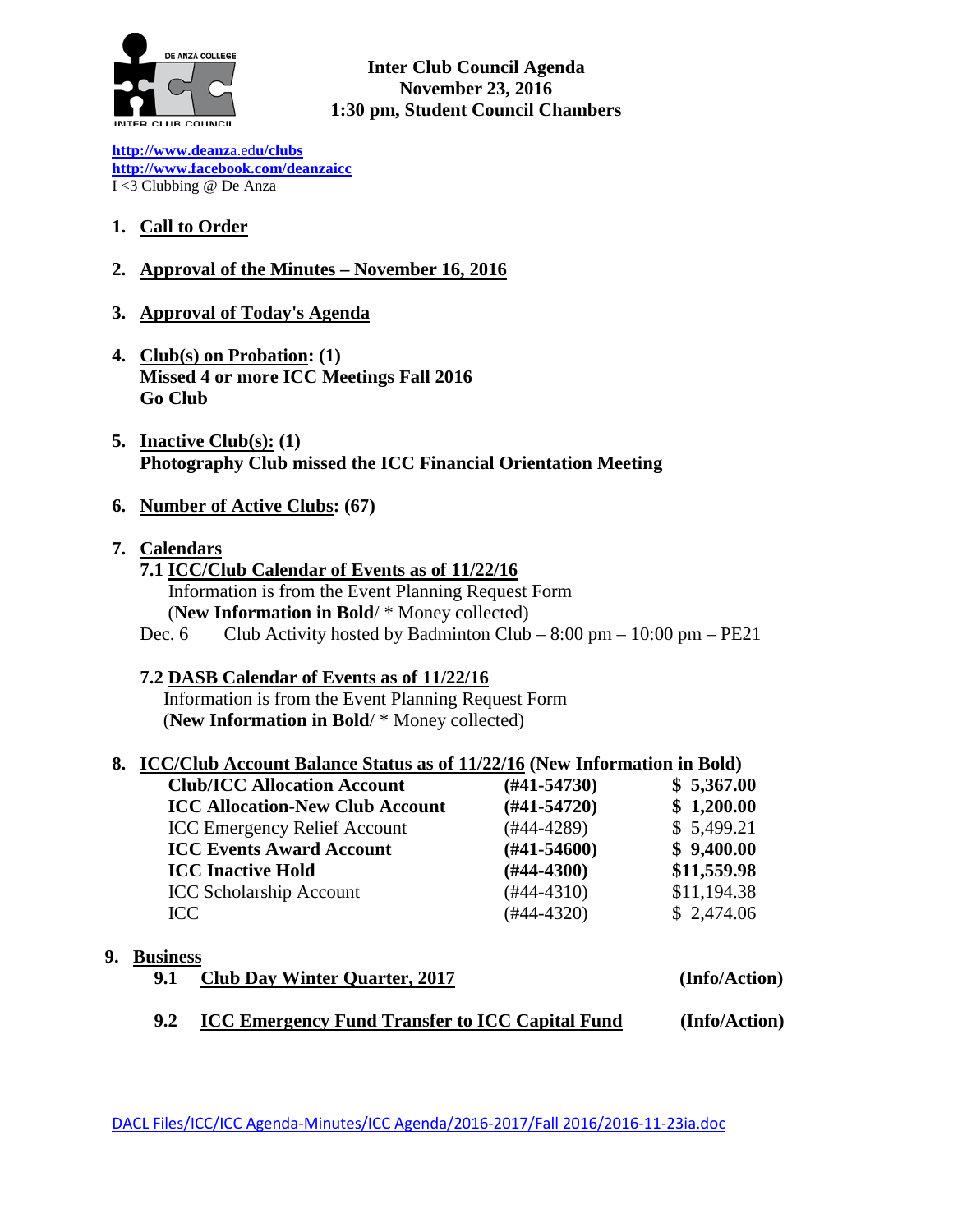**Inter Club Council Agenda**
**November 23, 2016**
**1:30 pm, Student Council Chambers**

http://www.deanza.edu/clubs
http://www.facebook.com/deanzaicc
I <3 Clubbing @ De Anza

1. **Call to Order**

2. **Approval of the Minutes – November 16, 2016**

3. **Approval of Today's Agenda**

4. **Club(s) on Probation: (1)**
   **Missed 4 or more ICC Meetings Fall 2016**
   **Go Club**

5. **Inactive Club(s): (1)**
   **Photography Club missed the ICC Financial Orientation Meeting**

6. **Number of Active Clubs: (67)**

7. **Calendars**

   **7.1 ICC/Club Calendar of Events as of 11/22/16**
   Information is from the Event Planning Request Form
   (**New Information in Bold**/ * Money collected)
   Dec. 6 Club Activity hosted by Badminton Club – 8:00 pm – 10:00 pm – PE21

   **7.2 DASB Calendar of Events as of 11/22/16**
   Information is from the Event Planning Request Form
   (**New Information in Bold**/ * Money collected)

8. **ICC/Club Account Balance Status as of 11/22/16 (New Information in Bold)**

| Account | Number | Balance |
|---|---|---|
| **Club/ICC Allocation Account** | **(#41-54730)** | **$ 5,367.00** |
| **ICC Allocation-New Club Account** | **(#41-54720)** | **$ 1,200.00** |
| ICC Emergency Relief Account | (#44-4289) | $ 5,499.21 |
| **ICC Events Award Account** | **(#41-54600)** | **$ 9,400.00** |
| **ICC Inactive Hold** | **(#44-4300)** | **$11,559.98** |
| ICC Scholarship Account | (#44-4310) | $11,194.38 |
| ICC | (#44-4320) | $ 2,474.06 |

9. **Business**

   9.1 **Club Day Winter Quarter, 2017** **(Info/Action)**

   9.2 **ICC Emergency Fund Transfer to ICC Capital Fund** **(Info/Action)**

DACL Files/ICC/ICC Agenda-Minutes/ICC Agenda/2016-2017/Fall 2016/2016-11-23ia.doc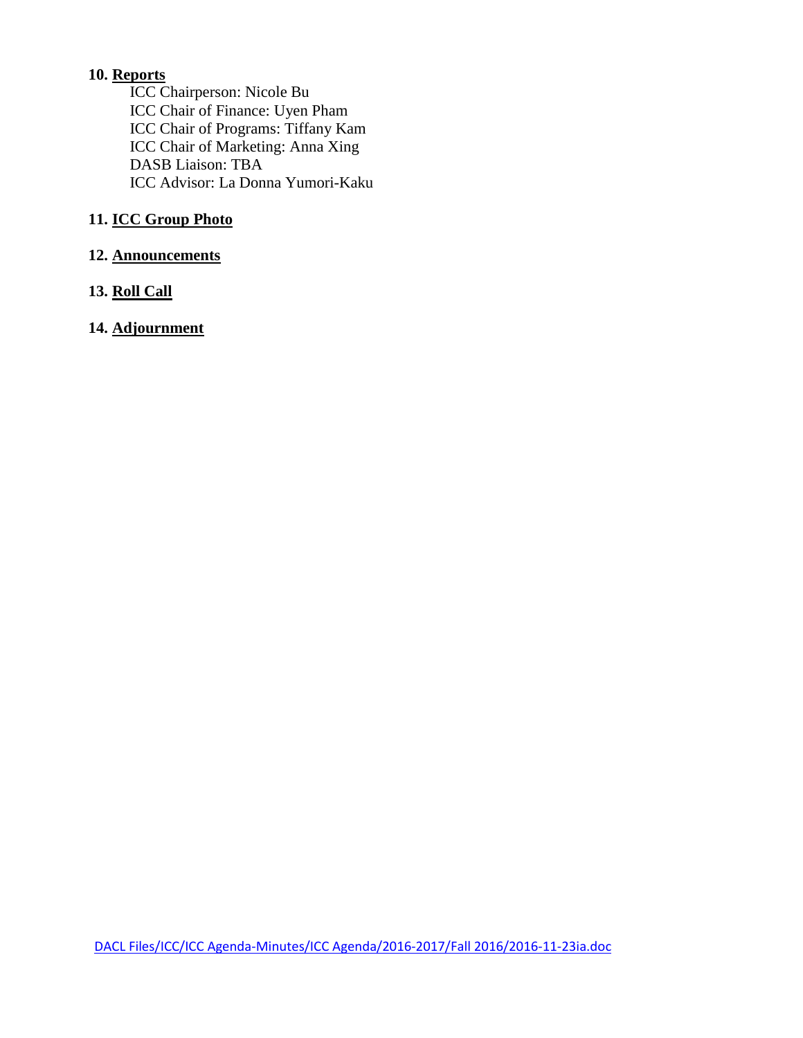10. **Reports**

ICC Chairperson: Nicole Bu
ICC Chair of Finance: Uyen Pham
ICC Chair of Programs: Tiffany Kam
ICC Chair of Marketing: Anna Xing
DASB Liaison: TBA
ICC Advisor: La Donna Yumori-Kaku

11. **ICC Group Photo**

12. **Announcements**

13. **Roll Call**

14. **Adjournment**

DACL Files/ICC/ICC Agenda-Minutes/ICC Agenda/2016-2017/Fall 2016/2016-11-23ia.doc